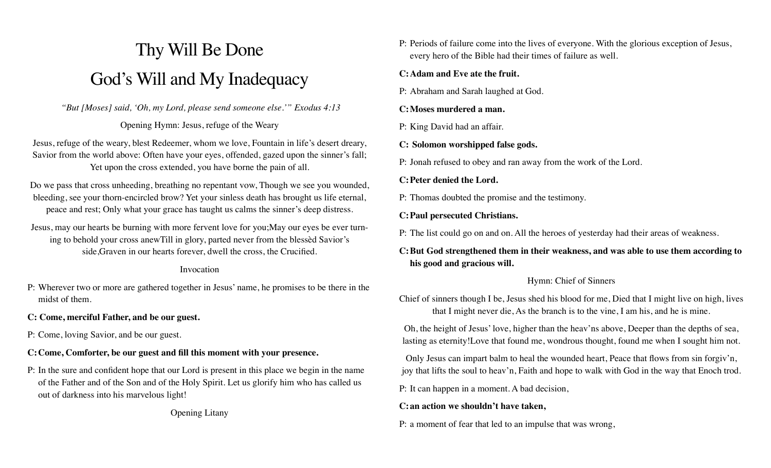# Thy Will Be Done

# God's Will and My Inadequacy

*"But [Moses] said, 'Oh, my Lord, please send someone else.'" Exodus 4:13*

Opening Hymn: Jesus, refuge of the Weary

Jesus, refuge of the weary, blest Redeemer, whom we love, Fountain in life's desert dreary, Savior from the world above: Often have your eyes, offended, gazed upon the sinner's fall; Yet upon the cross extended, you have borne the pain of all.

Do we pass that cross unheeding, breathing no repentant vow, Though we see you wounded, bleeding, see your thorn-encircled brow? Yet your sinless death has brought us life eternal, peace and rest; Only what your grace has taught us calms the sinner's deep distress.

Jesus, may our hearts be burning with more fervent love for you;May our eyes be ever turning to behold your cross anewTill in glory, parted never from the blessèd Savior's side,Graven in our hearts forever, dwell the cross, the Crucified.

Invocation

P: Wherever two or more are gathered together in Jesus' name, he promises to be there in the midst of them.

**C: Come, merciful Father, and be our guest.**

P: Come, loving Savior, and be our guest.

**C: Come, Comforter, be our guest and fill this moment with your presence.**

P: In the sure and confident hope that our Lord is present in this place we begin in the name of the Father and of the Son and of the Holy Spirit. Let us glorify him who has called us out of darkness into his marvelous light!

Opening Litany

P: Periods of failure come into the lives of everyone. With the glorious exception of Jesus, every hero of the Bible had their times of failure as well.

**C: Adam and Eve ate the fruit.**

P: Abraham and Sarah laughed at God.

**C: Moses murdered a man.**

P: King David had an affair.

**C: Solomon worshipped false gods.**

P: Jonah refused to obey and ran away from the work of the Lord.

**C: Peter denied the Lord.**

P: Thomas doubted the promise and the testimony.

**C: Paul persecuted Christians.**

P: The list could go on and on. All the heroes of yesterday had their areas of weakness.

**C: But God strengthened them in their weakness, and was able to use them according to his good and gracious will.**

Hymn: Chief of Sinners

Chief of sinners though I be, Jesus shed his blood for me, Died that I might live on high, lives that I might never die, As the branch is to the vine, I am his, and he is mine.

Oh, the height of Jesus' love, higher than the heav'ns above, Deeper than the depths of sea, lasting as eternity!Love that found me, wondrous thought, found me when I sought him not.

Only Jesus can impart balm to heal the wounded heart, Peace that flows from sin forgiv'n, joy that lifts the soul to heav'n, Faith and hope to walk with God in the way that Enoch trod.

P: It can happen in a moment. A bad decision,

**C: an action we shouldn't have taken,**

P: a moment of fear that led to an impulse that was wrong,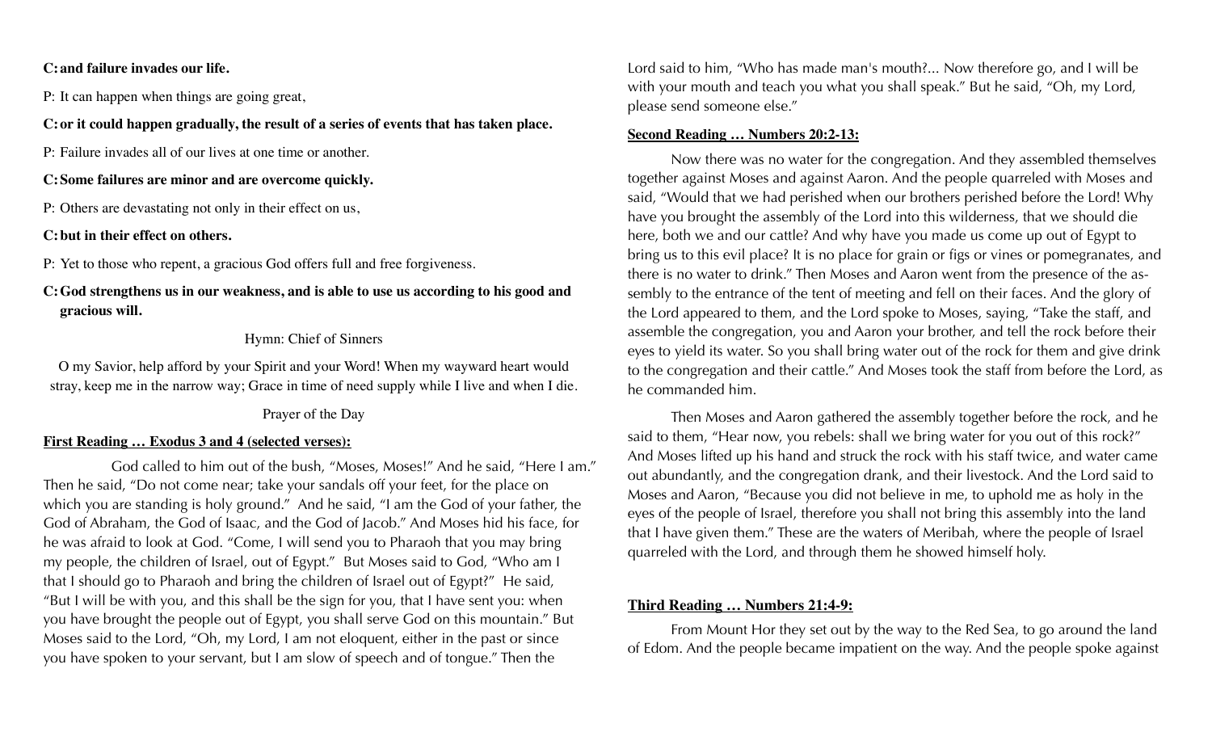**C: and failure invades our life.**

P: It can happen when things are going great,

**C: or it could happen gradually, the result of a series of events that has taken place.**

P: Failure invades all of our lives at one time or another.

**C: Some failures are minor and are overcome quickly.**

P: Others are devastating not only in their effect on us,

**C: but in their effect on others.**

P: Yet to those who repent, a gracious God offers full and free forgiveness.

**C: God strengthens us in our weakness, and is able to use us according to his good and gracious will.**

Hymn: Chief of Sinners

O my Savior, help afford by your Spirit and your Word! When my wayward heart would stray, keep me in the narrow way; Grace in time of need supply while I live and when I die.

Prayer of the Day

**First Reading … Exodus 3 and 4 (selected verses):**

God called to him out of the bush, "Moses, Moses!" And he said, "Here I am." Then he said, "Do not come near; take your sandals off your feet, for the place on which you are standing is holy ground." And he said, "I am the God of your father, the God of Abraham, the God of Isaac, and the God of Jacob." And Moses hid his face, for he was afraid to look at God. "Come, I will send you to Pharaoh that you may bring my people, the children of Israel, out of Egypt." But Moses said to God, "Who am I that I should go to Pharaoh and bring the children of Israel out of Egypt?" He said, "But I will be with you, and this shall be the sign for you, that I have sent you: when you have brought the people out of Egypt, you shall serve God on this mountain." But Moses said to the Lord, "Oh, my Lord, I am not eloquent, either in the past or since you have spoken to your servant, but I am slow of speech and of tongue." Then the Lord said to him, "Who has made man's mouth?... Now therefore go, and I will be with your mouth and teach you what you shall speak." But he said, "Oh, my Lord, please send someone else."

**Second Reading … Numbers 20:2-13:**

Now there was no water for the congregation. And they assembled themselves together against Moses and against Aaron. And the people quarreled with Moses and said, "Would that we had perished when our brothers perished before the Lord! Why have you brought the assembly of the Lord into this wilderness, that we should die here, both we and our cattle? And why have you made us come up out of Egypt to bring us to this evil place? It is no place for grain or figs or vines or pomegranates, and there is no water to drink." Then Moses and Aaron went from the presence of the assembly to the entrance of the tent of meeting and fell on their faces. And the glory of the Lord appeared to them, and the Lord spoke to Moses, saying, "Take the staff, and assemble the congregation, you and Aaron your brother, and tell the rock before their eyes to yield its water. So you shall bring water out of the rock for them and give drink to the congregation and their cattle." And Moses took the staff from before the Lord, as he commanded him.

Then Moses and Aaron gathered the assembly together before the rock, and he said to them, "Hear now, you rebels: shall we bring water for you out of this rock?" And Moses lifted up his hand and struck the rock with his staff twice, and water came out abundantly, and the congregation drank, and their livestock. And the Lord said to Moses and Aaron, "Because you did not believe in me, to uphold me as holy in the eyes of the people of Israel, therefore you shall not bring this assembly into the land that I have given them." These are the waters of Meribah, where the people of Israel quarreled with the Lord, and through them he showed himself holy.

**Third Reading … Numbers 21:4-9:**

From Mount Hor they set out by the way to the Red Sea, to go around the land of Edom. And the people became impatient on the way. And the people spoke against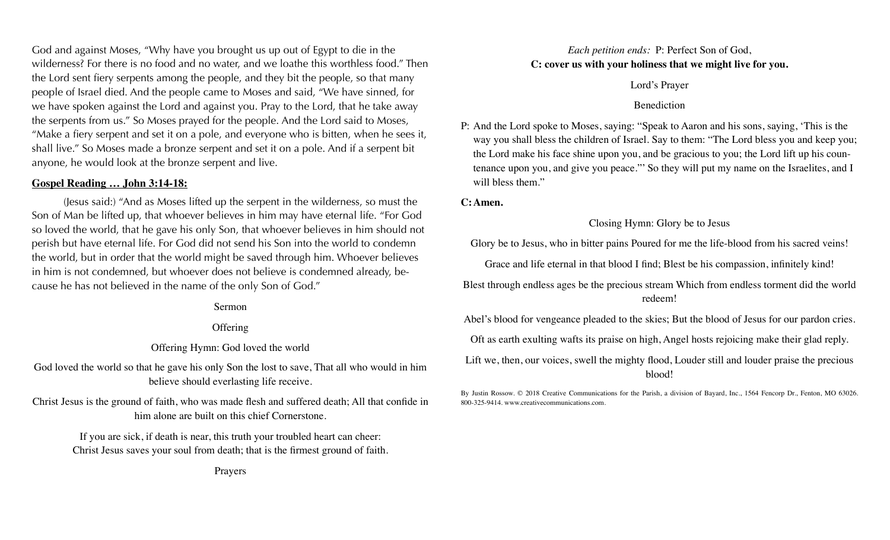God and against Moses, "Why have you brought us up out of Egypt to die in the wilderness? For there is no food and no water, and we loathe this worthless food." Then the Lord sent fiery serpents among the people, and they bit the people, so that many people of Israel died. And the people came to Moses and said, "We have sinned, for we have spoken against the Lord and against you. Pray to the Lord, that he take away the serpents from us." So Moses prayed for the people. And the Lord said to Moses, "Make a fiery serpent and set it on a pole, and everyone who is bitten, when he sees it, shall live." So Moses made a bronze serpent and set it on a pole. And if a serpent bit anyone, he would look at the bronze serpent and live.

**Gospel Reading … John 3:14-18:**

(Jesus said:) "And as Moses lifted up the serpent in the wilderness, so must the Son of Man be lifted up, that whoever believes in him may have eternal life. "For God so loved the world, that he gave his only Son, that whoever believes in him should not perish but have eternal life. For God did not send his Son into the world to condemn the world, but in order that the world might be saved through him. Whoever believes in him is not condemned, but whoever does not believe is condemned already, because he has not believed in the name of the only Son of God."

Sermon

Offering

Offering Hymn: God loved the world

God loved the world so that he gave his only Son the lost to save, That all who would in him believe should everlasting life receive.

Christ Jesus is the ground of faith, who was made flesh and suffered death; All that confide in him alone are built on this chief Cornerstone.

If you are sick, if death is near, this truth your troubled heart can cheer:
Christ Jesus saves your soul from death; that is the firmest ground of faith.

Prayers

*Each petition ends:* P: Perfect Son of God,
**C: cover us with your holiness that we might live for you.**

Lord's Prayer

Benediction

P: And the Lord spoke to Moses, saying: "Speak to Aaron and his sons, saying, 'This is the way you shall bless the children of Israel. Say to them: "The Lord bless you and keep you; the Lord make his face shine upon you, and be gracious to you; the Lord lift up his countenance upon you, and give you peace."' So they will put my name on the Israelites, and I will bless them."

**C: Amen.**

Closing Hymn: Glory be to Jesus

Glory be to Jesus, who in bitter pains Poured for me the life-blood from his sacred veins!

Grace and life eternal in that blood I find; Blest be his compassion, infinitely kind!

Blest through endless ages be the precious stream Which from endless torment did the world redeem!

Abel's blood for vengeance pleaded to the skies; But the blood of Jesus for our pardon cries.

Oft as earth exulting wafts its praise on high, Angel hosts rejoicing make their glad reply.

Lift we, then, our voices, swell the mighty flood, Louder still and louder praise the precious blood!

By Justin Rossow. © 2018 Creative Communications for the Parish, a division of Bayard, Inc., 1564 Fencorp Dr., Fenton, MO 63026. 800-325-9414. www.creativecommunications.com.